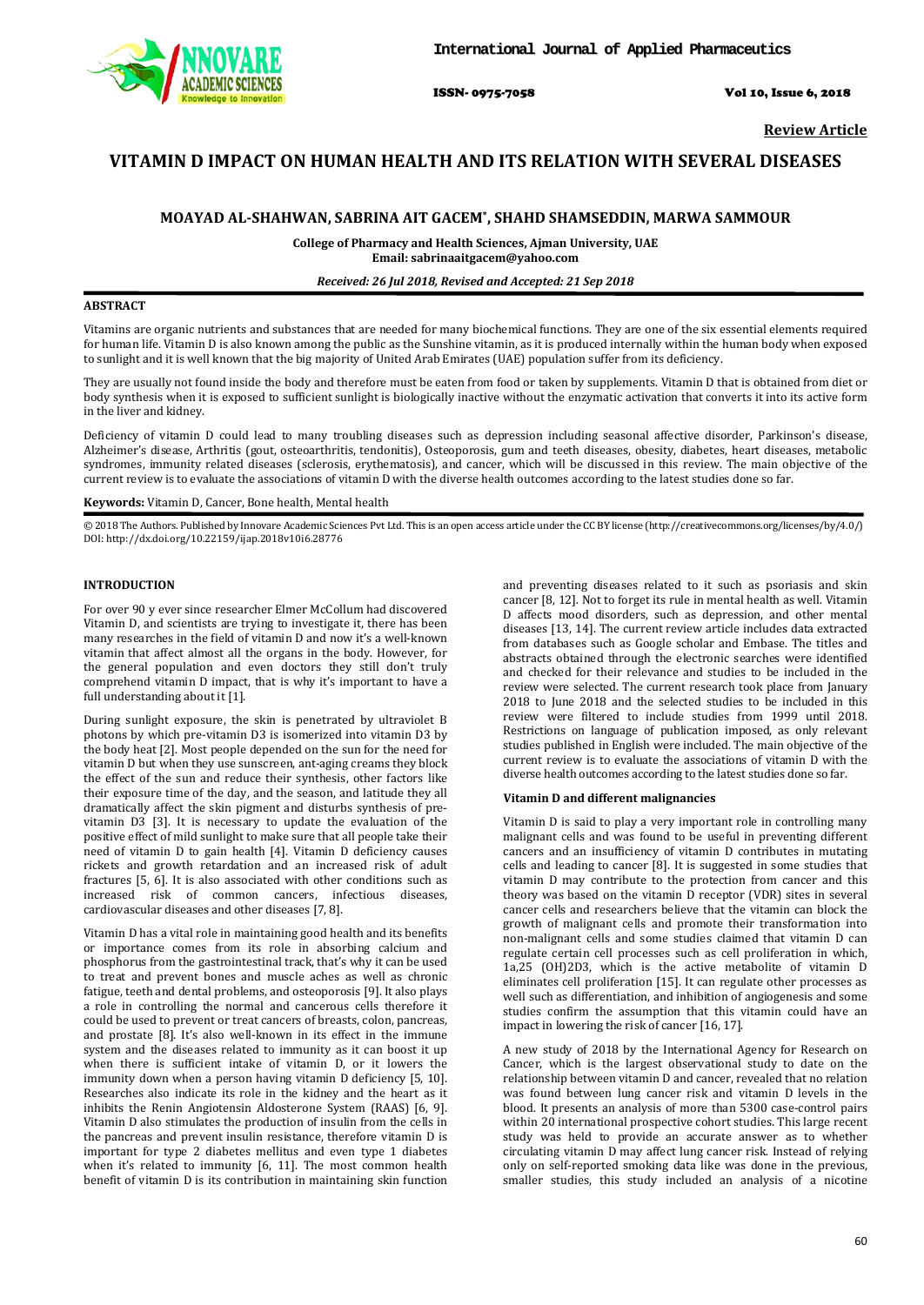Review Article

# VITAMIN D IMPACT ON HUMAN HEALTH AND ITS RELATION WITH SEVERAL DISEASES

**MOAYAD AL-SHAHWAN, SABRINA AIT GACEM*, SHAHD SHAMSEDDIN, MARWA SAMMOUR**

**College of Pharmacy and Health Sciences, Ajman University, UAE**
**Email: sabrinaaitgacem@yahoo.com**

***Received: 26 Jul 2018, Revised and Accepted: 21 Sep 2018***

## ABSTRACT

Vitamins are organic nutrients and substances that are needed for many biochemical functions. They are one of the six essential elements required for human life. Vitamin D is also known among the public as the Sunshine vitamin, as it is produced internally within the human body when exposed to sunlight and it is well known that the big majority of United Arab Emirates (UAE) population suffer from its deficiency.

They are usually not found inside the body and therefore must be eaten from food or taken by supplements. Vitamin D that is obtained from diet or body synthesis when it is exposed to sufficient sunlight is biologically inactive without the enzymatic activation that converts it into its active form in the liver and kidney.

Deficiency of vitamin D could lead to many troubling diseases such as depression including seasonal affective disorder, Parkinson's disease, Alzheimer's disease, Arthritis (gout, osteoarthritis, tendonitis), Osteoporosis, gum and teeth diseases, obesity, diabetes, heart diseases, metabolic syndromes, immunity related diseases (sclerosis, erythematosis), and cancer, which will be discussed in this review. The main objective of the current review is to evaluate the associations of vitamin D with the diverse health outcomes according to the latest studies done so far.

**Keywords:** Vitamin D, Cancer, Bone health, Mental health

© 2018 The Authors. Published by Innovare Academic Sciences Pvt Ltd. This is an open access article under the CC BY license (http://creativecommons.org/licenses/by/4.0/) DOI: http://dx.doi.org/10.22159/ijap.2018v10i6.28776

## INTRODUCTION

For over 90 y ever since researcher Elmer McCollum had discovered Vitamin D, and scientists are trying to investigate it, there has been many researches in the field of vitamin D and now it's a well-known vitamin that affect almost all the organs in the body. However, for the general population and even doctors they still don't truly comprehend vitamin D impact, that is why it's important to have a full understanding about it [1].

During sunlight exposure, the skin is penetrated by ultraviolet B photons by which pre-vitamin D3 is isomerized into vitamin D3 by the body heat [2]. Most people depended on the sun for the need for vitamin D but when they use sunscreen, ant-aging creams they block the effect of the sun and reduce their synthesis, other factors like their exposure time of the day, and the season, and latitude they all dramatically affect the skin pigment and disturbs synthesis of pre-vitamin D3 [3]. It is necessary to update the evaluation of the positive effect of mild sunlight to make sure that all people take their need of vitamin D to gain health [4]. Vitamin D deficiency causes rickets and growth retardation and an increased risk of adult fractures [5, 6]. It is also associated with other conditions such as increased risk of common cancers, infectious diseases, cardiovascular diseases and other diseases [7, 8].

Vitamin D has a vital role in maintaining good health and its benefits or importance comes from its role in absorbing calcium and phosphorus from the gastrointestinal track, that's why it can be used to treat and prevent bones and muscle aches as well as chronic fatigue, teeth and dental problems, and osteoporosis [9]. It also plays a role in controlling the normal and cancerous cells therefore it could be used to prevent or treat cancers of breasts, colon, pancreas, and prostate [8]. It's also well-known in its effect in the immune system and the diseases related to immunity as it can boost it up when there is sufficient intake of vitamin D, or it lowers the immunity down when a person having vitamin D deficiency [5, 10]. Researches also indicate its role in the kidney and the heart as it inhibits the Renin Angiotensin Aldosterone System (RAAS) [6, 9]. Vitamin D also stimulates the production of insulin from the cells in the pancreas and prevent insulin resistance, therefore vitamin D is important for type 2 diabetes mellitus and even type 1 diabetes when it's related to immunity [6, 11]. The most common health benefit of vitamin D is its contribution in maintaining skin function and preventing diseases related to it such as psoriasis and skin cancer [8, 12]. Not to forget its rule in mental health as well. Vitamin D affects mood disorders, such as depression, and other mental diseases [13, 14]. The current review article includes data extracted from databases such as Google scholar and Embase. The titles and abstracts obtained through the electronic searches were identified and checked for their relevance and studies to be included in the review were selected. The current research took place from January 2018 to June 2018 and the selected studies to be included in this review were filtered to include studies from 1999 until 2018. Restrictions on language of publication imposed, as only relevant studies published in English were included. The main objective of the current review is to evaluate the associations of vitamin D with the diverse health outcomes according to the latest studies done so far.

### Vitamin D and different malignancies

Vitamin D is said to play a very important role in controlling many malignant cells and was found to be useful in preventing different cancers and an insufficiency of vitamin D contributes in mutating cells and leading to cancer [8]. It is suggested in some studies that vitamin D may contribute to the protection from cancer and this theory was based on the vitamin D receptor (VDR) sites in several cancer cells and researchers believe that the vitamin can block the growth of malignant cells and promote their transformation into non-malignant cells and some studies claimed that vitamin D can regulate certain cell processes such as cell proliferation in which, 1a,25 (OH)2D3, which is the active metabolite of vitamin D eliminates cell proliferation [15]. It can regulate other processes as well such as differentiation, and inhibition of angiogenesis and some studies confirm the assumption that this vitamin could have an impact in lowering the risk of cancer [16, 17].

A new study of 2018 by the International Agency for Research on Cancer, which is the largest observational study to date on the relationship between vitamin D and cancer, revealed that no relation was found between lung cancer risk and vitamin D levels in the blood. It presents an analysis of more than 5300 case-control pairs within 20 international prospective cohort studies. This large recent study was held to provide an accurate answer as to whether circulating vitamin D may affect lung cancer risk. Instead of relying only on self-reported smoking data like was done in the previous, smaller studies, this study included an analysis of a nicotine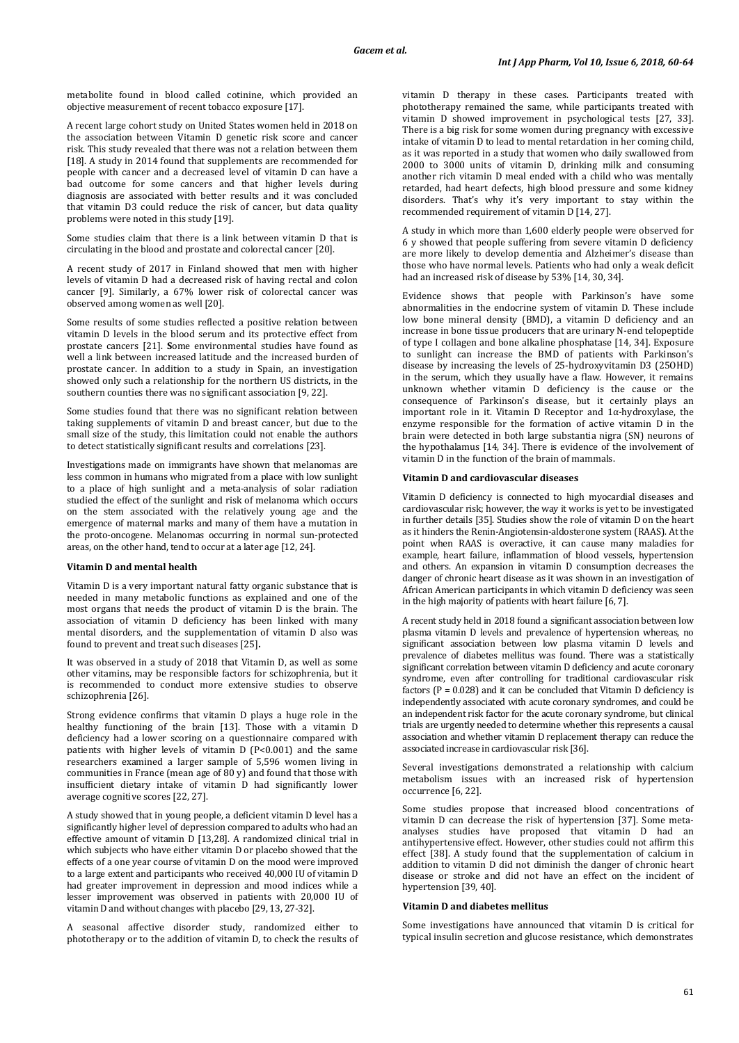metabolite found in blood called cotinine, which provided an objective measurement of recent tobacco exposure [17].

A recent large cohort study on United States women held in 2018 on the association between Vitamin D genetic risk score and cancer risk. This study revealed that there was not a relation between them [18]. A study in 2014 found that supplements are recommended for people with cancer and a decreased level of vitamin D can have a bad outcome for some cancers and that higher levels during diagnosis are associated with better results and it was concluded that vitamin D3 could reduce the risk of cancer, but data quality problems were noted in this study [19].

Some studies claim that there is a link between vitamin D that is circulating in the blood and prostate and colorectal cancer [20].

A recent study of 2017 in Finland showed that men with higher levels of vitamin D had a decreased risk of having rectal and colon cancer [9]. Similarly, a 67% lower risk of colorectal cancer was observed among women as well [20].

Some results of some studies reflected a positive relation between vitamin D levels in the blood serum and its protective effect from prostate cancers [21]. **S**ome environmental studies have found as well a link between increased latitude and the increased burden of prostate cancer. In addition to a study in Spain, an investigation showed only such a relationship for the northern US districts, in the southern counties there was no significant association [9, 22].

Some studies found that there was no significant relation between taking supplements of vitamin D and breast cancer, but due to the small size of the study, this limitation could not enable the authors to detect statistically significant results and correlations [23].

Investigations made on immigrants have shown that melanomas are less common in humans who migrated from a place with low sunlight to a place of high sunlight and a meta-analysis of solar radiation studied the effect of the sunlight and risk of melanoma which occurs on the stem associated with the relatively young age and the emergence of maternal marks and many of them have a mutation in the proto-oncogene. Melanomas occurring in normal sun-protected areas, on the other hand, tend to occur at a later age [12, 24].

**Vitamin D and mental health**

Vitamin D is a very important natural fatty organic substance that is needed in many metabolic functions as explained and one of the most organs that needs the product of vitamin D is the brain. The association of vitamin D deficiency has been linked with many mental disorders, and the supplementation of vitamin D also was found to prevent and treat such diseases [25]**.**

It was observed in a study of 2018 that Vitamin D, as well as some other vitamins, may be responsible factors for schizophrenia, but it is recommended to conduct more extensive studies to observe schizophrenia [26].

Strong evidence confirms that vitamin D plays a huge role in the healthy functioning of the brain [13]. Those with a vitamin D deficiency had a lower scoring on a questionnaire compared with patients with higher levels of vitamin D ($P<0.001$) and the same researchers examined a larger sample of 5,596 women living in communities in France (mean age of 80 y) and found that those with insufficient dietary intake of vitamin D had significantly lower average cognitive scores [22, 27].

A study showed that in young people, a deficient vitamin D level has a significantly higher level of depression compared to adults who had an effective amount of vitamin D [13,28]. A randomized clinical trial in which subjects who have either vitamin D or placebo showed that the effects of a one year course of vitamin D on the mood were improved to a large extent and participants who received 40,000 IU of vitamin D had greater improvement in depression and mood indices while a lesser improvement was observed in patients with 20,000 IU of vitamin D and without changes with placebo [29, 13, 27-32].

A seasonal affective disorder study, randomized either to phototherapy or to the addition of vitamin D, to check the results of vitamin D therapy in these cases. Participants treated with phototherapy remained the same, while participants treated with vitamin D showed improvement in psychological tests [27, 33]. There is a big risk for some women during pregnancy with excessive intake of vitamin D to lead to mental retardation in her coming child, as it was reported in a study that women who daily swallowed from 2000 to 3000 units of vitamin D, drinking milk and consuming another rich vitamin D meal ended with a child who was mentally retarded, had heart defects, high blood pressure and some kidney disorders. That's why it's very important to stay within the recommended requirement of vitamin D [14, 27].

A study in which more than 1,600 elderly people were observed for 6 y showed that people suffering from severe vitamin D deficiency are more likely to develop dementia and Alzheimer's disease than those who have normal levels. Patients who had only a weak deficit had an increased risk of disease by 53% [14, 30, 34].

Evidence shows that people with Parkinson's have some abnormalities in the endocrine system of vitamin D. These include low bone mineral density (BMD), a vitamin D deficiency and an increase in bone tissue producers that are urinary N-end telopeptide of type I collagen and bone alkaline phosphatase [14, 34]. Exposure to sunlight can increase the BMD of patients with Parkinson's disease by increasing the levels of 25-hydroxyvitamin D3 (25OHD) in the serum, which they usually have a flaw. However, it remains unknown whether vitamin D deficiency is the cause or the consequence of Parkinson's disease, but it certainly plays an important role in it. Vitamin D Receptor and 1α-hydroxylase, the enzyme responsible for the formation of active vitamin D in the brain were detected in both large substantia nigra (SN) neurons of the hypothalamus [14, 34]. There is evidence of the involvement of vitamin D in the function of the brain of mammals.

**Vitamin D and cardiovascular diseases**

Vitamin D deficiency is connected to high myocardial diseases and cardiovascular risk; however, the way it works is yet to be investigated in further details [35]. Studies show the role of vitamin D on the heart as it hinders the Renin-Angiotensin-aldosterone system (RAAS). At the point when RAAS is overactive, it can cause many maladies for example, heart failure, inflammation of blood vessels, hypertension and others. An expansion in vitamin D consumption decreases the danger of chronic heart disease as it was shown in an investigation of African American participants in which vitamin D deficiency was seen in the high majority of patients with heart failure [6, 7].

A recent study held in 2018 found a significant association between low plasma vitamin D levels and prevalence of hypertension whereas, no significant association between low plasma vitamin D levels and prevalence of diabetes mellitus was found. There was a statistically significant correlation between vitamin D deficiency and acute coronary syndrome, even after controlling for traditional cardiovascular risk factors ($P = 0.028$) and it can be concluded that Vitamin D deficiency is independently associated with acute coronary syndromes, and could be an independent risk factor for the acute coronary syndrome, but clinical trials are urgently needed to determine whether this represents a causal association and whether vitamin D replacement therapy can reduce the associated increase in cardiovascular risk [36].

Several investigations demonstrated a relationship with calcium metabolism issues with an increased risk of hypertension occurrence [6, 22].

Some studies propose that increased blood concentrations of vitamin D can decrease the risk of hypertension [37]. Some meta-analyses studies have proposed that vitamin D had an antihypertensive effect. However, other studies could not affirm this effect [38]. A study found that the supplementation of calcium in addition to vitamin D did not diminish the danger of chronic heart disease or stroke and did not have an effect on the incident of hypertension [39, 40].

**Vitamin D and diabetes mellitus**

Some investigations have announced that vitamin D is critical for typical insulin secretion and glucose resistance, which demonstrates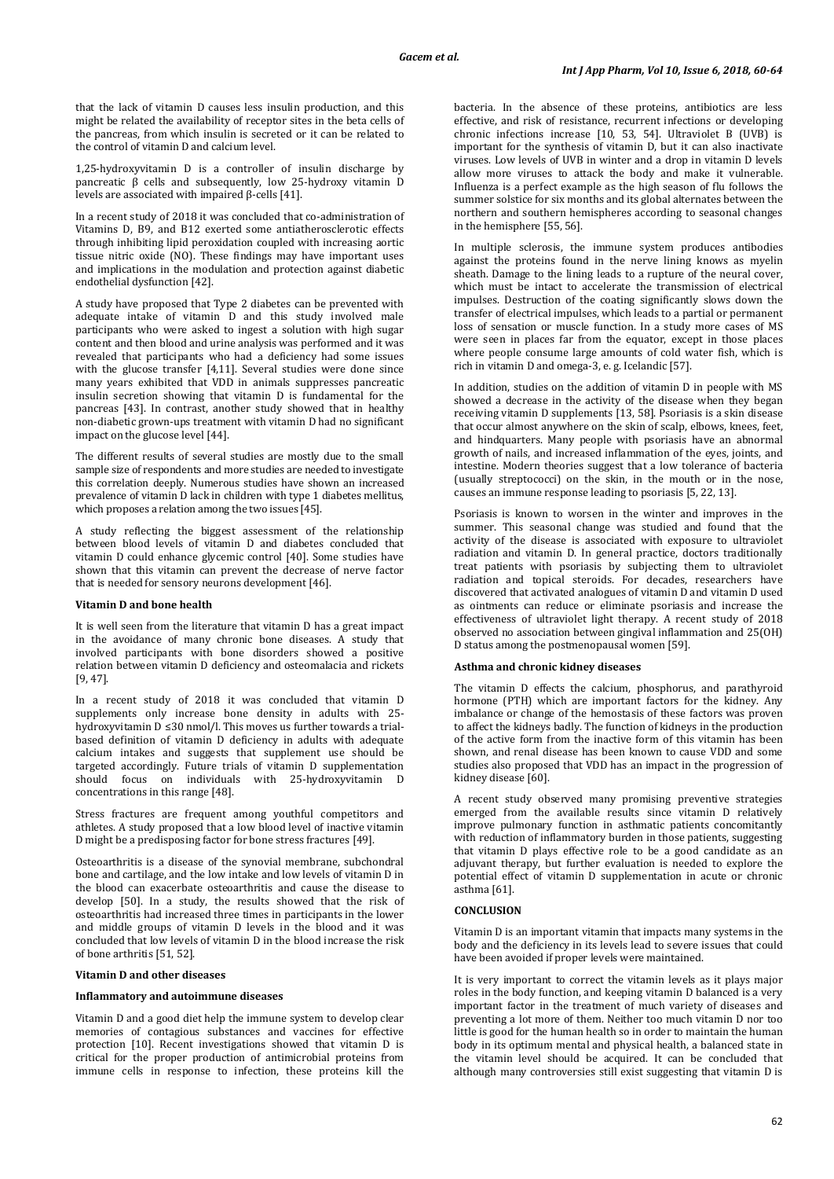that the lack of vitamin D causes less insulin production, and this might be related the availability of receptor sites in the beta cells of the pancreas, from which insulin is secreted or it can be related to the control of vitamin D and calcium level.

1,25-hydroxyvitamin D is a controller of insulin discharge by pancreatic β cells and subsequently, low 25-hydroxy vitamin D levels are associated with impaired β-cells [41].

In a recent study of 2018 it was concluded that co-administration of Vitamins D, B9, and B12 exerted some antiatherosclerotic effects through inhibiting lipid peroxidation coupled with increasing aortic tissue nitric oxide (NO). These findings may have important uses and implications in the modulation and protection against diabetic endothelial dysfunction [42].

A study have proposed that Type 2 diabetes can be prevented with adequate intake of vitamin D and this study involved male participants who were asked to ingest a solution with high sugar content and then blood and urine analysis was performed and it was revealed that participants who had a deficiency had some issues with the glucose transfer [4,11]. Several studies were done since many years exhibited that VDD in animals suppresses pancreatic insulin secretion showing that vitamin D is fundamental for the pancreas [43]. In contrast, another study showed that in healthy non-diabetic grown-ups treatment with vitamin D had no significant impact on the glucose level [44].

The different results of several studies are mostly due to the small sample size of respondents and more studies are needed to investigate this correlation deeply. Numerous studies have shown an increased prevalence of vitamin D lack in children with type 1 diabetes mellitus, which proposes a relation among the two issues [45].

A study reflecting the biggest assessment of the relationship between blood levels of vitamin D and diabetes concluded that vitamin D could enhance glycemic control [40]. Some studies have shown that this vitamin can prevent the decrease of nerve factor that is needed for sensory neurons development [46].

**Vitamin D and bone health**

It is well seen from the literature that vitamin D has a great impact in the avoidance of many chronic bone diseases. A study that involved participants with bone disorders showed a positive relation between vitamin D deficiency and osteomalacia and rickets [9, 47].

In a recent study of 2018 it was concluded that vitamin D supplements only increase bone density in adults with 25-hydroxyvitamin D ≤30 nmol/l. This moves us further towards a trial-based definition of vitamin D deficiency in adults with adequate calcium intakes and suggests that supplement use should be targeted accordingly. Future trials of vitamin D supplementation should focus on individuals with 25-hydroxyvitamin D concentrations in this range [48].

Stress fractures are frequent among youthful competitors and athletes. A study proposed that a low blood level of inactive vitamin D might be a predisposing factor for bone stress fractures [49].

Osteoarthritis is a disease of the synovial membrane, subchondral bone and cartilage, and the low intake and low levels of vitamin D in the blood can exacerbate osteoarthritis and cause the disease to develop [50]. In a study, the results showed that the risk of osteoarthritis had increased three times in participants in the lower and middle groups of vitamin D levels in the blood and it was concluded that low levels of vitamin D in the blood increase the risk of bone arthritis [51, 52].

**Vitamin D and other diseases**

**Inflammatory and autoimmune diseases**

Vitamin D and a good diet help the immune system to develop clear memories of contagious substances and vaccines for effective protection [10]. Recent investigations showed that vitamin D is critical for the proper production of antimicrobial proteins from immune cells in response to infection, these proteins kill the bacteria. In the absence of these proteins, antibiotics are less effective, and risk of resistance, recurrent infections or developing chronic infections increase [10, 53, 54]. Ultraviolet B (UVB) is important for the synthesis of vitamin D, but it can also inactivate viruses. Low levels of UVB in winter and a drop in vitamin D levels allow more viruses to attack the body and make it vulnerable. Influenza is a perfect example as the high season of flu follows the summer solstice for six months and its global alternates between the northern and southern hemispheres according to seasonal changes in the hemisphere [55, 56].

In multiple sclerosis, the immune system produces antibodies against the proteins found in the nerve lining knows as myelin sheath. Damage to the lining leads to a rupture of the neural cover, which must be intact to accelerate the transmission of electrical impulses. Destruction of the coating significantly slows down the transfer of electrical impulses, which leads to a partial or permanent loss of sensation or muscle function. In a study more cases of MS were seen in places far from the equator, except in those places where people consume large amounts of cold water fish, which is rich in vitamin D and omega-3, e. g. Icelandic [57].

In addition, studies on the addition of vitamin D in people with MS showed a decrease in the activity of the disease when they began receiving vitamin D supplements [13, 58]. Psoriasis is a skin disease that occur almost anywhere on the skin of scalp, elbows, knees, feet, and hindquarters. Many people with psoriasis have an abnormal growth of nails, and increased inflammation of the eyes, joints, and intestine. Modern theories suggest that a low tolerance of bacteria (usually streptococci) on the skin, in the mouth or in the nose, causes an immune response leading to psoriasis [5, 22, 13].

Psoriasis is known to worsen in the winter and improves in the summer. This seasonal change was studied and found that the activity of the disease is associated with exposure to ultraviolet radiation and vitamin D. In general practice, doctors traditionally treat patients with psoriasis by subjecting them to ultraviolet radiation and topical steroids. For decades, researchers have discovered that activated analogues of vitamin D and vitamin D used as ointments can reduce or eliminate psoriasis and increase the effectiveness of ultraviolet light therapy. A recent study of 2018 observed no association between gingival inflammation and 25(OH) D status among the postmenopausal women [59].

**Asthma and chronic kidney diseases**

The vitamin D effects the calcium, phosphorus, and parathyroid hormone (PTH) which are important factors for the kidney. Any imbalance or change of the hemostasis of these factors was proven to affect the kidneys badly. The function of kidneys in the production of the active form from the inactive form of this vitamin has been shown, and renal disease has been known to cause VDD and some studies also proposed that VDD has an impact in the progression of kidney disease [60].

A recent study observed many promising preventive strategies emerged from the available results since vitamin D relatively improve pulmonary function in asthmatic patients concomitantly with reduction of inflammatory burden in those patients, suggesting that vitamin D plays effective role to be a good candidate as an adjuvant therapy, but further evaluation is needed to explore the potential effect of vitamin D supplementation in acute or chronic asthma [61].

## CONCLUSION

Vitamin D is an important vitamin that impacts many systems in the body and the deficiency in its levels lead to severe issues that could have been avoided if proper levels were maintained.

It is very important to correct the vitamin levels as it plays major roles in the body function, and keeping vitamin D balanced is a very important factor in the treatment of much variety of diseases and preventing a lot more of them. Neither too much vitamin D nor too little is good for the human health so in order to maintain the human body in its optimum mental and physical health, a balanced state in the vitamin level should be acquired. It can be concluded that although many controversies still exist suggesting that vitamin D is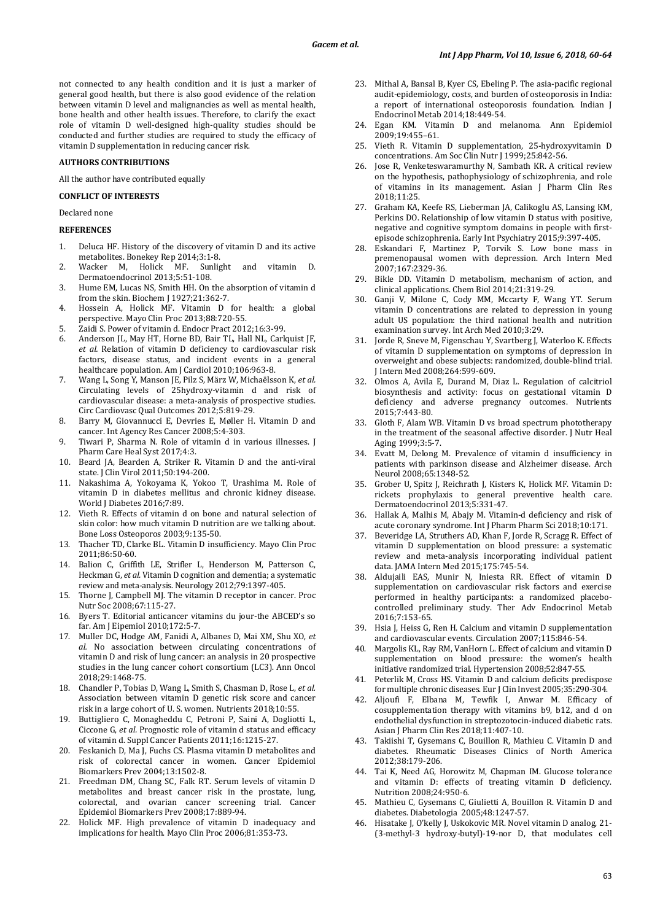not connected to any health condition and it is just a marker of general good health, but there is also good evidence of the relation between vitamin D level and malignancies as well as mental health, bone health and other health issues. Therefore, to clarify the exact role of vitamin D well-designed high-quality studies should be conducted and further studies are required to study the efficacy of vitamin D supplementation in reducing cancer risk.

## AUTHORS CONTRIBUTIONS

All the author have contributed equally

## CONFLICT OF INTERESTS

Declared none

## REFERENCES

1. Deluca HF. History of the discovery of vitamin D and its active metabolites. Bonekey Rep 2014;3:1-8.
2. Wacker M, Holick MF. Sunlight and vitamin D. Dermatoendocrinol 2013;5:51-108.
3. Hume EM, Lucas NS, Smith HH. On the absorption of vitamin d from the skin. Biochem J 1927;21:362-7.
4. Hossein A, Holick MF. Vitamin D for health: a global perspective. Mayo Clin Proc 2013;88:720-55.
5. Zaidi S. Power of vitamin d. Endocr Pract 2012;16:3-99.
6. Anderson JL, May HT, Horne BD, Bair TL, Hall NL, Carlquist JF, *et al.* Relation of vitamin D deficiency to cardiovascular risk factors, disease status, and incident events in a general healthcare population. Am J Cardiol 2010;106:963-8.
7. Wang L, Song Y, Manson JE, Pilz S, März W, Michaëlsson K, *et al.* Circulating levels of 25hydroxy-vitamin d and risk of cardiovascular disease: a meta-analysis of prospective studies. Circ Cardiovasc Qual Outcomes 2012;5:819-29.
8. Barry M, Giovannucci E, Devries E, Møller H. Vitamin D and cancer. Int Agency Res Cancer 2008;5:4-303.
9. Tiwari P, Sharma N. Role of vitamin d in various illnesses. J Pharm Care Heal Syst 2017;4:3.
10. Beard JA, Bearden A, Striker R. Vitamin D and the anti-viral state. J Clin Virol 2011;50:194-200.
11. Nakashima A, Yokoyama K, Yokoo T, Urashima M. Role of vitamin D in diabetes mellitus and chronic kidney disease. World J Diabetes 2016;7:89.
12. Vieth R. Effects of vitamin d on bone and natural selection of skin color: how much vitamin D nutrition are we talking about. Bone Loss Osteoporos 2003;9:135-50.
13. Thacher TD, Clarke BL. Vitamin D insufficiency. Mayo Clin Proc 2011;86:50-60.
14. Balion C, Griffith LE, Strifler L, Henderson M, Patterson C, Heckman G, *et al.* Vitamin D cognition and dementia; a systematic review and meta-analysis. Neurology 2012;79:1397-405.
15. Thorne J, Campbell MJ. The vitamin D receptor in cancer. Proc Nutr Soc 2008;67:115-27.
16. Byers T. Editorial anticancer vitamins du jour-the ABCED's so far. Am J Eipemiol 2010;172:5-7.
17. Muller DC, Hodge AM, Fanidi A, Albanes D, Mai XM, Shu XO, *et al.* No association between circulating concentrations of vitamin D and risk of lung cancer: an analysis in 20 prospective studies in the lung cancer cohort consortium (LC3). Ann Oncol 2018;29:1468-75.
18. Chandler P, Tobias D, Wang L, Smith S, Chasman D, Rose L, *et al.* Association between vitamin D genetic risk score and cancer risk in a large cohort of U. S. women. Nutrients 2018;10:55.
19. Buttigliero C, Monagheddu C, Petroni P, Saini A, Dogliotti L, Ciccone G, *et al.* Prognostic role of vitamin d status and efficacy of vitamin d. Suppl Cancer Patients 2011;16:1215-27.
20. Feskanich D, Ma J, Fuchs CS. Plasma vitamin D metabolites and risk of colorectal cancer in women. Cancer Epidemiol Biomarkers Prev 2004;13:1502-8.
21. Freedman DM, Chang SC, Falk RT. Serum levels of vitamin D metabolites and breast cancer risk in the prostate, lung, colorectal, and ovarian cancer screening trial. Cancer Epidemiol Biomarkers Prev 2008;17:889-94.
22. Holick MF. High prevalence of vitamin D inadequacy and implications for health. Mayo Clin Proc 2006;81:353-73.
23. Mithal A, Bansal B, Kyer CS, Ebeling P. The asia-pacific regional audit-epidemiology, costs, and burden of osteoporosis in India: a report of international osteoporosis foundation. Indian J Endocrinol Metab 2014;18:449-54.
24. Egan KM. Vitamin D and melanoma. Ann Epidemiol 2009;19:455–61.
25. Vieth R. Vitamin D supplementation, 25-hydroxyvitamin D concentrations. Am Soc Clin Nutr J 1999;25:842-56.
26. Jose R, Venketeswaramurthy N, Sambath KR. A critical review on the hypothesis, pathophysiology of schizophrenia, and role of vitamins in its management. Asian J Pharm Clin Res 2018;11:25.
27. Graham KA, Keefe RS, Lieberman JA, Calikoglu AS, Lansing KM, Perkins DO. Relationship of low vitamin D status with positive, negative and cognitive symptom domains in people with first-episode schizophrenia. Early Int Psychiatry 2015;9:397-405.
28. Eskandari F, Martinez P, Torvik S. Low bone mass in premenopausal women with depression. Arch Intern Med 2007;167:2329-36.
29. Bikle DD. Vitamin D metabolism, mechanism of action, and clinical applications. Chem Biol 2014;21:319-29.
30. Ganji V, Milone C, Cody MM, Mccarty F, Wang YT. Serum vitamin D concentrations are related to depression in young adult US population: the third national health and nutrition examination survey. Int Arch Med 2010;3:29.
31. Jorde R, Sneve M, Figenschau Y, Svartberg J, Waterloo K. Effects of vitamin D supplementation on symptoms of depression in overweight and obese subjects: randomized, double-blind trial. J Intern Med 2008;264:599-609.
32. Olmos A, Avila E, Durand M, Diaz L. Regulation of calcitriol biosynthesis and activity: focus on gestational vitamin D deficiency and adverse pregnancy outcomes. Nutrients 2015;7:443-80.
33. Gloth F, Alam WB. Vitamin D vs broad spectrum phototherapy in the treatment of the seasonal affective disorder. J Nutr Heal Aging 1999;3:5-7.
34. Evatt M, Delong M. Prevalence of vitamin d insufficiency in patients with parkinson disease and Alzheimer disease. Arch Neurol 2008;65:1348-52.
35. Grober U, Spitz J, Reichrath J, Kisters K, Holick MF. Vitamin D: rickets prophylaxis to general preventive health care. Dermatoendocrinol 2013;5:331-47.
36. Hallak A, Malhis M, Abajy M. Vitamin-d deficiency and risk of acute coronary syndrome. Int J Pharm Pharm Sci 2018;10:171.
37. Beveridge LA, Struthers AD, Khan F, Jorde R, Scragg R. Effect of vitamin D supplementation on blood pressure: a systematic review and meta-analysis incorporating individual patient data. JAMA Intern Med 2015;175:745-54.
38. Aldujaili EAS, Munir N, Iniesta RR. Effect of vitamin D supplementation on cardiovascular risk factors and exercise performed in healthy participants: a randomized placebo-controlled preliminary study. Ther Adv Endocrinol Metab 2016;7:153-65.
39. Hsia J, Heiss G, Ren H. Calcium and vitamin D supplementation and cardiovascular events. Circulation 2007;115:846-54.
40. Margolis KL, Ray RM, VanHorn L. Effect of calcium and vitamin D supplementation on blood pressure: the women's health initiative randomized trial. Hypertension 2008;52:847-55.
41. Peterlik M, Cross HS. Vitamin D and calcium deficits predispose for multiple chronic diseases. Eur J Clin Invest 2005;35:290-304.
42. Aljoufi F, Elbana M, Tewfik I, Anwar M. Efficacy of cosupplementation therapy with vitamins b9, b12, and d on endothelial dysfunction in streptozotocin-induced diabetic rats. Asian J Pharm Clin Res 2018;11:407-10.
43. Takiishi T, Gysemans C, Bouillon R, Mathieu C. Vitamin D and diabetes. Rheumatic Diseases Clinics of North America 2012;38:179-206.
44. Tai K, Need AG, Horowitz M, Chapman IM. Glucose tolerance and vitamin D: effects of treating vitamin D deficiency. Nutrition 2008;24:950-6.
45. Mathieu C, Gysemans C, Giulietti A, Bouillon R. Vitamin D and diabetes. Diabetologia 2005;48:1247-57.
46. Hisatake J, O'kelly J, Uskokovic MR. Novel vitamin D analog, 21-(3-methyl-3 hydroxy-butyl)-19-nor D, that modulates cell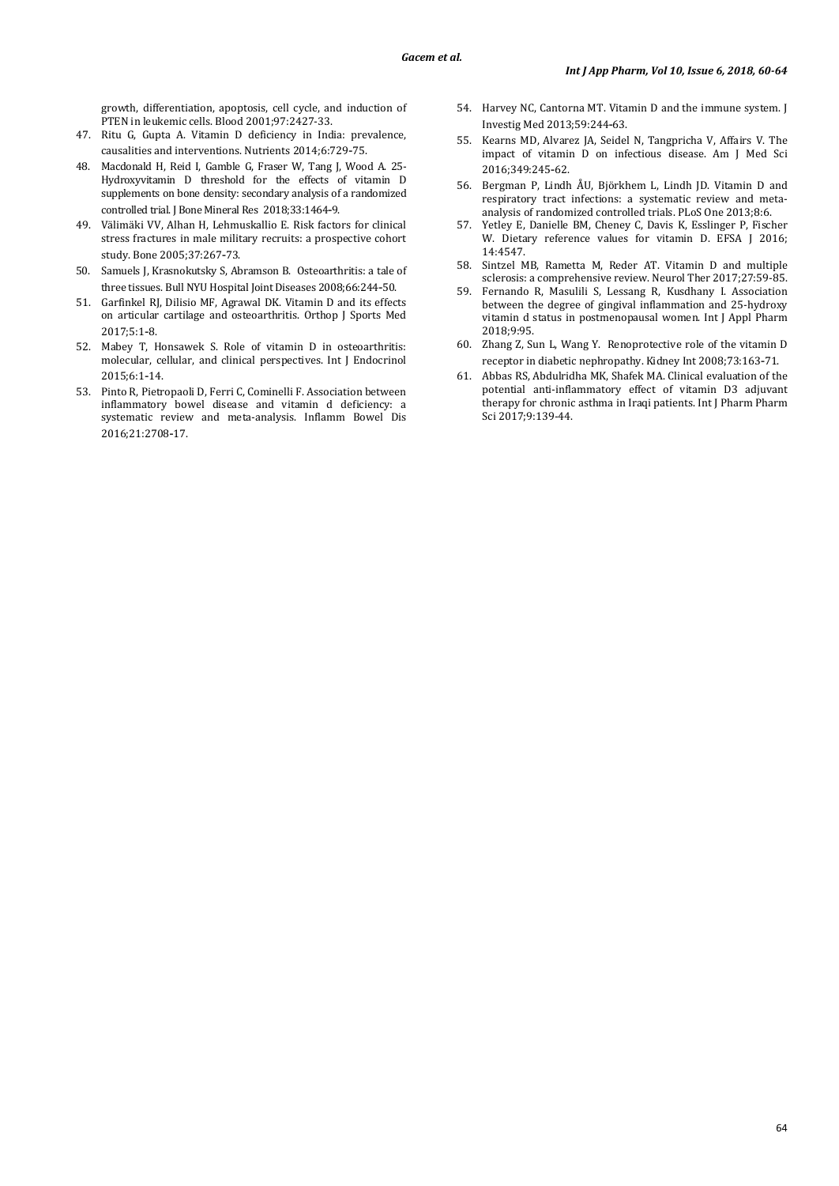growth, differentiation, apoptosis, cell cycle, and induction of PTEN in leukemic cells. Blood 2001;97:2427-33.

47. Ritu G, Gupta A. Vitamin D deficiency in India: prevalence, causalities and interventions. Nutrients 2014;6:729-75.
48. Macdonald H, Reid I, Gamble G, Fraser W, Tang J, Wood A. 25-Hydroxyvitamin D threshold for the effects of vitamin D supplements on bone density: secondary analysis of a randomized controlled trial. J Bone Mineral Res 2018;33:1464-9.
49. Välimäki VV, Alhan H, Lehmuskallio E. Risk factors for clinical stress fractures in male military recruits: a prospective cohort study. Bone 2005;37:267-73.
50. Samuels J, Krasnokutsky S, Abramson B. Osteoarthritis: a tale of three tissues. Bull NYU Hospital Joint Diseases 2008;66:244-50.
51. Garfinkel RJ, Dilisio MF, Agrawal DK. Vitamin D and its effects on articular cartilage and osteoarthritis. Orthop J Sports Med 2017;5:1-8.
52. Mabey T, Honsawek S. Role of vitamin D in osteoarthritis: molecular, cellular, and clinical perspectives. Int J Endocrinol 2015;6:1-14.
53. Pinto R, Pietropaoli D, Ferri C, Cominelli F. Association between inflammatory bowel disease and vitamin d deficiency: a systematic review and meta-analysis. Inflamm Bowel Dis 2016;21:2708-17.
54. Harvey NC, Cantorna MT. Vitamin D and the immune system. J Investig Med 2013;59:244-63.
55. Kearns MD, Alvarez JA, Seidel N, Tangpricha V, Affairs V. The impact of vitamin D on infectious disease. Am J Med Sci 2016;349:245-62.
56. Bergman P, Lindh ÅU, Björkhem L, Lindh JD. Vitamin D and respiratory tract infections: a systematic review and meta-analysis of randomized controlled trials. PLoS One 2013;8:6.
57. Yetley E, Danielle BM, Cheney C, Davis K, Esslinger P, Fischer W. Dietary reference values for vitamin D. EFSA J 2016; 14:4547.
58. Sintzel MB, Rametta M, Reder AT. Vitamin D and multiple sclerosis: a comprehensive review. Neurol Ther 2017;27:59-85.
59. Fernando R, Masulili S, Lessang R, Kusdhany I. Association between the degree of gingival inflammation and 25-hydroxy vitamin d status in postmenopausal women. Int J Appl Pharm 2018;9:95.
60. Zhang Z, Sun L, Wang Y. Renoprotective role of the vitamin D receptor in diabetic nephropathy. Kidney Int 2008;73:163-71.
61. Abbas RS, Abdulridha MK, Shafek MA. Clinical evaluation of the potential anti-inflammatory effect of vitamin D3 adjuvant therapy for chronic asthma in Iraqi patients. Int J Pharm Pharm Sci 2017;9:139-44.